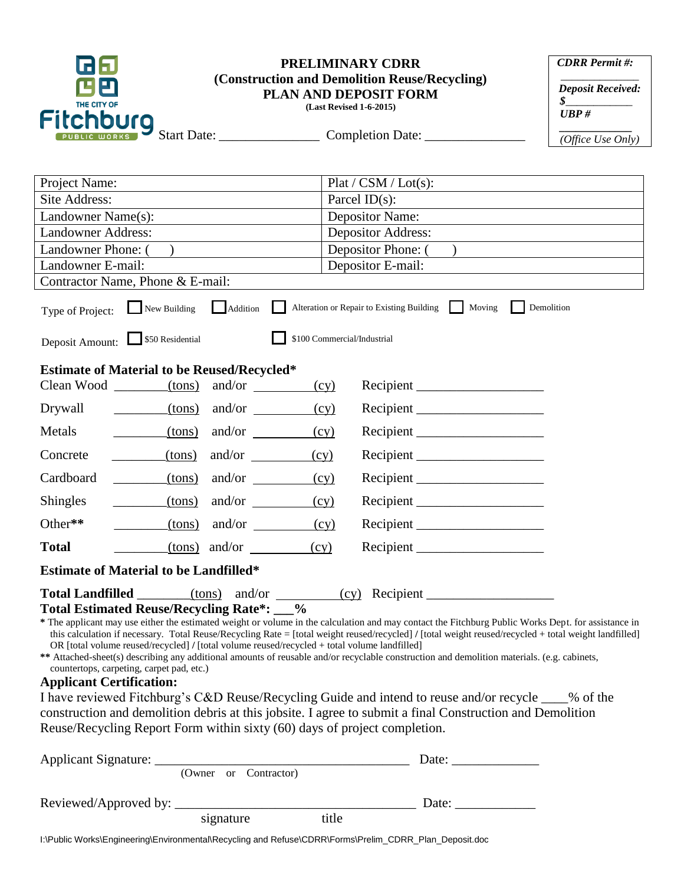# PRELIMINARY CDRR (Construction and Demolition Reuse/Recycling) PLAN AND DEPOSIT FORM

**(Last Revised 1-6-2015)**

THE CITY OF Fitchburg PUBLIC WORKS

Start Date: _______________ Completion Date: _______________

| *CDRR Permit #:* |
|---|
| _____________ |
| ***Deposit Received:*** |
| *$___________* |
| ***UBP #*** |
| ___________ |
| *(Office Use Only)* |

| | |
|---|---|
| Project Name: | Plat / CSM / Lot(s): |
| Site Address: | Parcel ID(s): |
| Landowner Name(s): | Depositor Name: |
| Landowner Address: | Depositor Address: |
| Landowner Phone: ( ) | Depositor Phone: ( ) |
| Landowner E-mail: | Depositor E-mail: |
| Contractor Name, Phone & E-mail: | |

Type of Project: ☐ New Building ☐ Addition ☐ Alteration or Repair to Existing Building ☐ Moving ☐ Demolition

Deposit Amount: ☐ $50 Residential ☐ $100 Commercial/Industrial

**Estimate of Material to be Reused/Recycled***

| Material | (tons) | and/or | (cy) | Recipient |
|---|---|---|---|---|
| Clean Wood | ________(tons) | and/or | ________(cy) | Recipient ___________________ |
| Drywall | ________(tons) | and/or | ________(cy) | Recipient ___________________ |
| Metals | ________(tons) | and/or | ________(cy) | Recipient ___________________ |
| Concrete | ________(tons) | and/or | ________(cy) | Recipient ___________________ |
| Cardboard | ________(tons) | and/or | ________(cy) | Recipient ___________________ |
| Shingles | ________(tons) | and/or | ________(cy) | Recipient ___________________ |
| Other** | ________(tons) | and/or | ________(cy) | Recipient ___________________ |
| **Total** | ________(tons) | and/or | ________(cy) | Recipient ___________________ |

**Estimate of Material to be Landfilled***

**Total Landfilled** ________(tons) and/or ________(cy) Recipient ___________________

**Total Estimated Reuse/Recycling Rate*: ___%**

**\*** The applicant may use either the estimated weight or volume in the calculation and may contact the Fitchburg Public Works Dept. for assistance in this calculation if necessary. Total Reuse/Recycling Rate = [total weight reused/recycled] **/** [total weight reused/recycled + total weight landfilled] OR [total volume reused/recycled] **/** [total volume reused/recycled + total volume landfilled]

**\*\*** Attached-sheet(s) describing any additional amounts of reusable and/or recyclable construction and demolition materials. (e.g. cabinets, countertops, carpeting, carpet pad, etc.)

**Applicant Certification:**

I have reviewed Fitchburg's C&D Reuse/Recycling Guide and intend to reuse and/or recycle ____% of the construction and demolition debris at this jobsite. I agree to submit a final Construction and Demolition Reuse/Recycling Report Form within sixty (60) days of project completion.

Applicant Signature: ______________________________________ Date: _____________
(Owner or Contractor)

Reviewed/Approved by: ____________________________________ Date: ____________
signature title

I:\Public Works\Engineering\Environmental\Recycling and Refuse\CDRR\Forms\Prelim_CDRR_Plan_Deposit.doc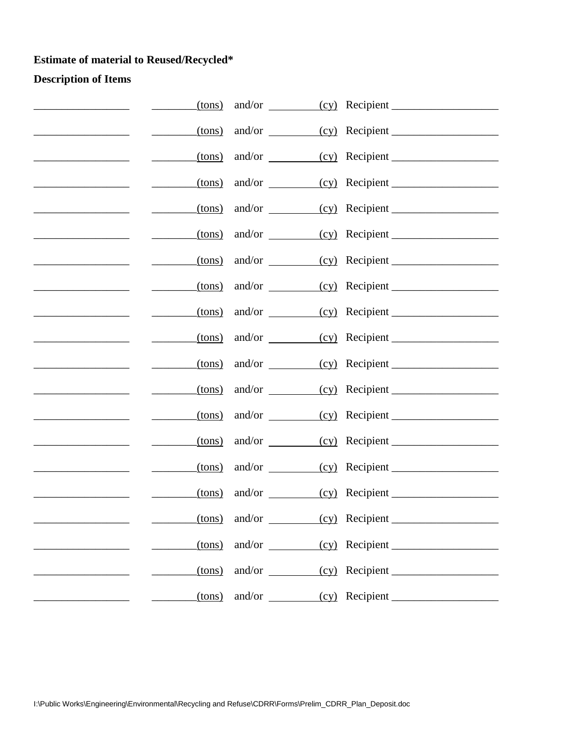**Estimate of material to Reused/Recycled***

**Description of Items**

__________________ ________(tons) and/or _________(cy) Recipient ____________________

__________________ ________(tons) and/or _________(cy) Recipient ____________________

__________________ ________(tons) and/or _________(cy) Recipient ____________________

__________________ ________(tons) and/or _________(cy) Recipient ____________________

__________________ ________(tons) and/or _________(cy) Recipient ____________________

__________________ ________(tons) and/or _________(cy) Recipient ____________________

__________________ ________(tons) and/or _________(cy) Recipient ____________________

__________________ ________(tons) and/or _________(cy) Recipient ____________________

__________________ ________(tons) and/or _________(cy) Recipient ____________________

__________________ ________(tons) and/or _________(cy) Recipient ____________________

__________________ ________(tons) and/or _________(cy) Recipient ____________________

__________________ ________(tons) and/or _________(cy) Recipient ____________________

__________________ ________(tons) and/or _________(cy) Recipient ____________________

__________________ ________(tons) and/or _________(cy) Recipient ____________________

__________________ ________(tons) and/or _________(cy) Recipient ____________________

__________________ ________(tons) and/or _________(cy) Recipient ____________________

__________________ ________(tons) and/or _________(cy) Recipient ____________________

__________________ ________(tons) and/or _________(cy) Recipient ____________________

__________________ ________(tons) and/or _________(cy) Recipient ____________________

__________________ ________(tons) and/or _________(cy) Recipient ____________________

I:\Public Works\Engineering\Environmental\Recycling and Refuse\CDRR\Forms\Prelim_CDRR_Plan_Deposit.doc